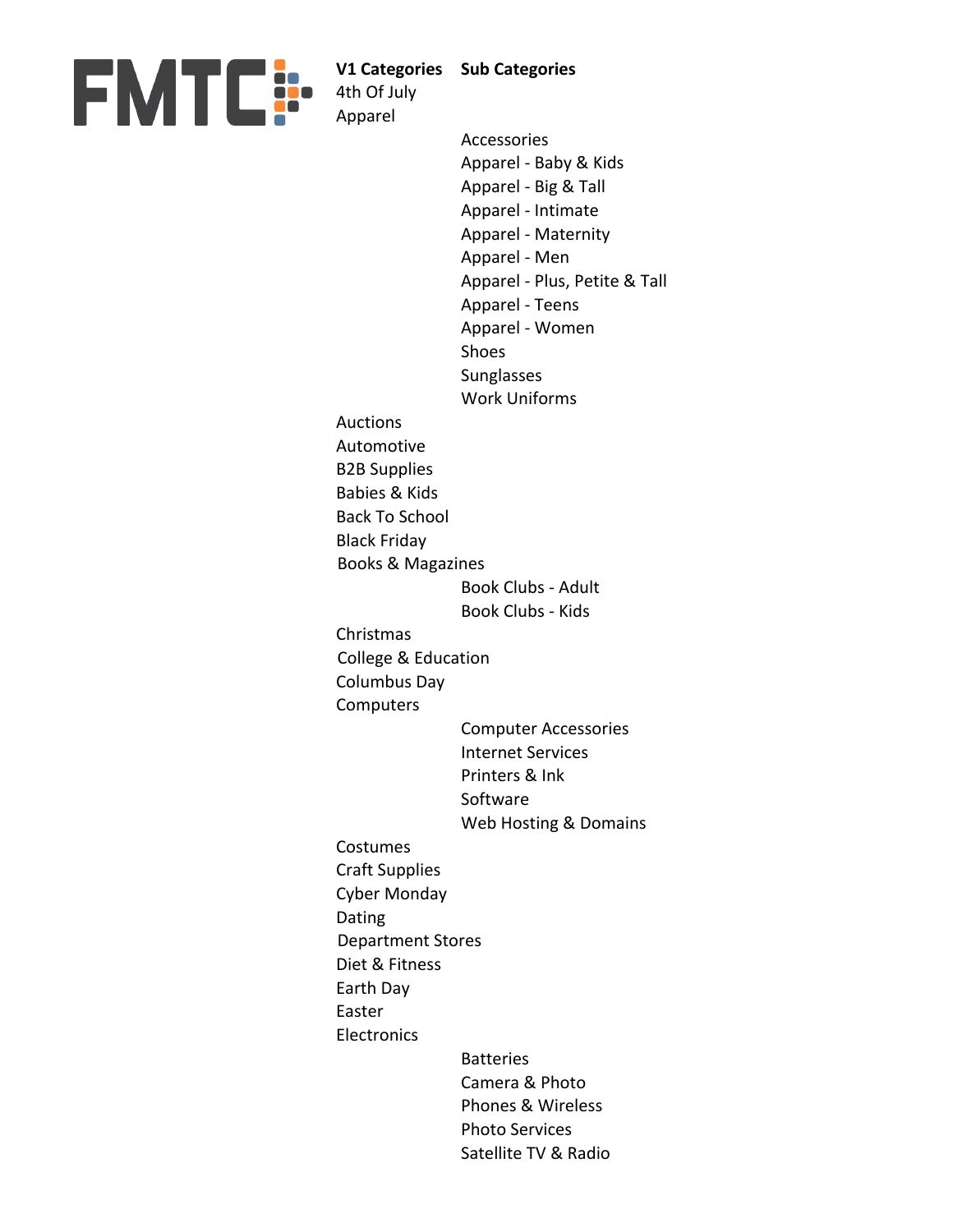FMTC

| V1 Categories | Sub Categories |
| --- | --- |
| 4th Of July | |
| Apparel | |
| | Accessories |
| | Apparel - Baby & Kids |
| | Apparel - Big & Tall |
| | Apparel - Intimate |
| | Apparel - Maternity |
| | Apparel - Men |
| | Apparel - Plus, Petite & Tall |
| | Apparel - Teens |
| | Apparel - Women |
| | Shoes |
| | Sunglasses |
| | Work Uniforms |
| Auctions | |
| Automotive | |
| B2B Supplies | |
| Babies & Kids | |
| Back To School | |
| Black Friday | |
| Books & Magazines | |
| | Book Clubs - Adult |
| | Book Clubs - Kids |
| Christmas | |
| College & Education | |
| Columbus Day | |
| Computers | |
| | Computer Accessories |
| | Internet Services |
| | Printers & Ink |
| | Software |
| | Web Hosting & Domains |
| Costumes | |
| Craft Supplies | |
| Cyber Monday | |
| Dating | |
| Department Stores | |
| Diet & Fitness | |
| Earth Day | |
| Easter | |
| Electronics | |
| | Batteries |
| | Camera & Photo |
| | Phones & Wireless |
| | Photo Services |
| | Satellite TV & Radio |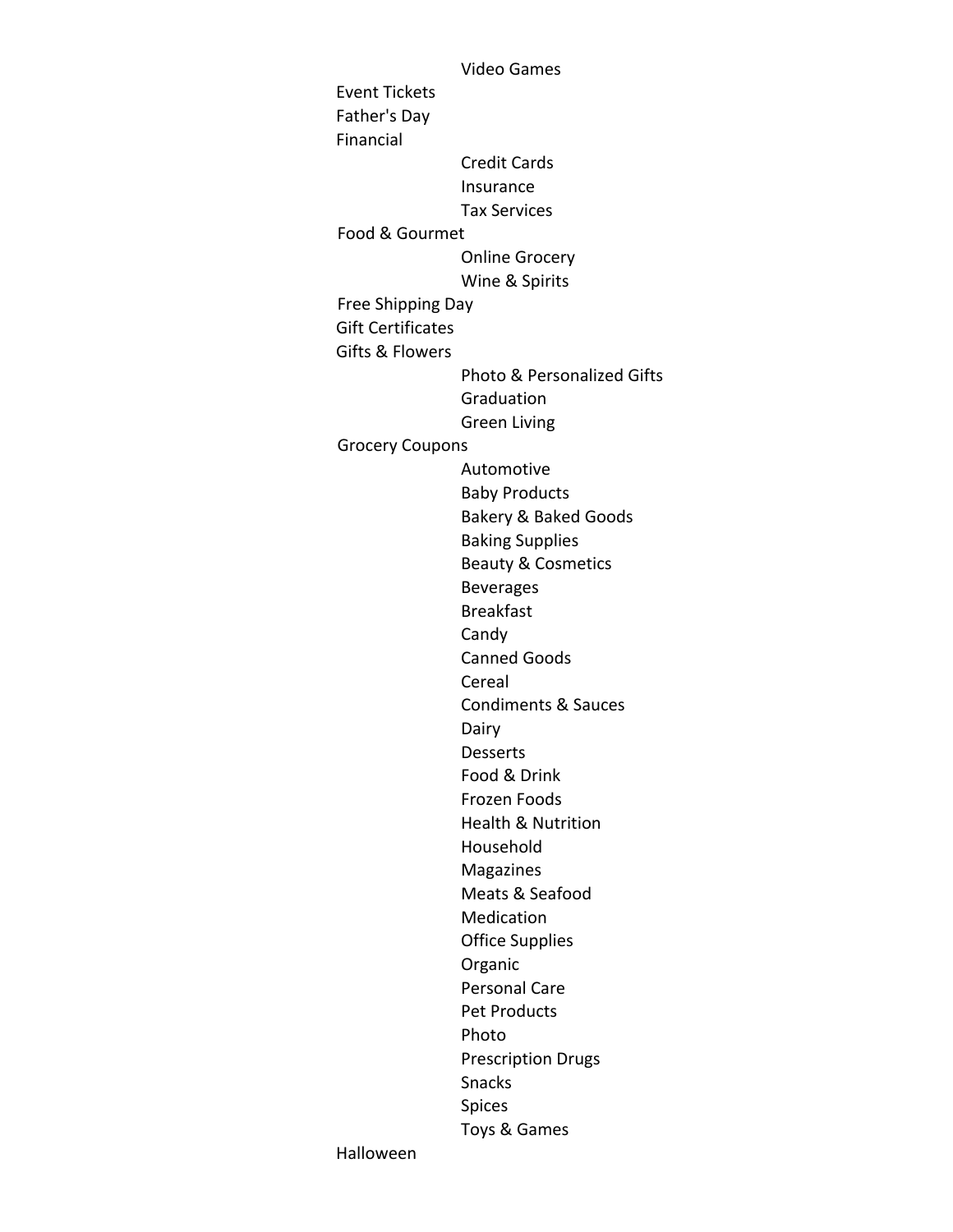- Video Games

- Event Tickets
- Father's Day
- Financial
  - Credit Cards
  - Insurance
  - Tax Services
- Food & Gourmet
  - Online Grocery
  - Wine & Spirits
- Free Shipping Day
- Gift Certificates
- Gifts & Flowers
  - Photo & Personalized Gifts
  - Graduation
  - Green Living
- Grocery Coupons
  - Automotive
  - Baby Products
  - Bakery & Baked Goods
  - Baking Supplies
  - Beauty & Cosmetics
  - Beverages
  - Breakfast
  - Candy
  - Canned Goods
  - Cereal
  - Condiments & Sauces
  - Dairy
  - Desserts
  - Food & Drink
  - Frozen Foods
  - Health & Nutrition
  - Household
  - Magazines
  - Meats & Seafood
  - Medication
  - Office Supplies
  - Organic
  - Personal Care
  - Pet Products
  - Photo
  - Prescription Drugs
  - Snacks
  - Spices
  - Toys & Games
- Halloween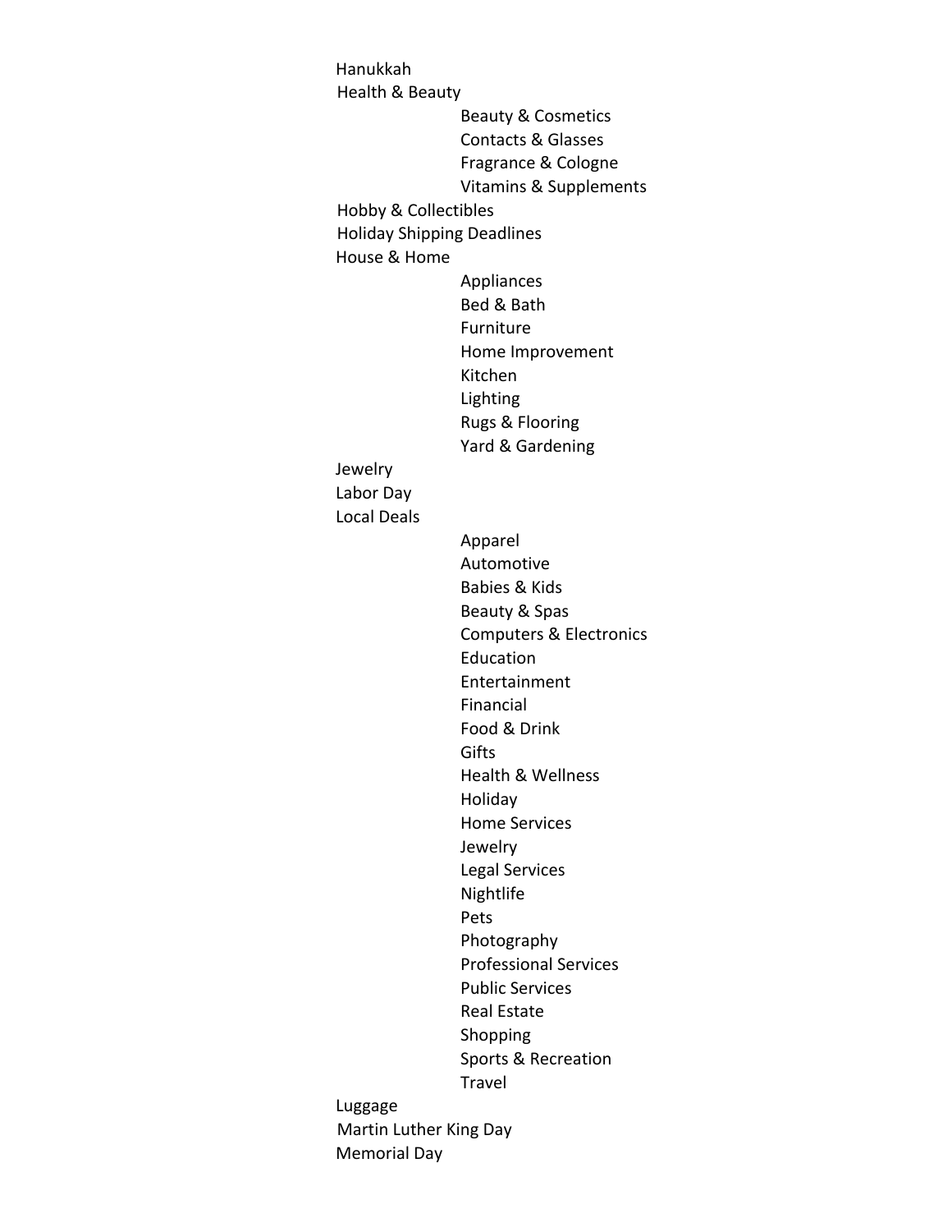- Hanukkah
- Health & Beauty
  - Beauty & Cosmetics
  - Contacts & Glasses
  - Fragrance & Cologne
  - Vitamins & Supplements
- Hobby & Collectibles
- Holiday Shipping Deadlines
- House & Home
  - Appliances
  - Bed & Bath
  - Furniture
  - Home Improvement
  - Kitchen
  - Lighting
  - Rugs & Flooring
  - Yard & Gardening
- Jewelry
- Labor Day
- Local Deals
  - Apparel
  - Automotive
  - Babies & Kids
  - Beauty & Spas
  - Computers & Electronics
  - Education
  - Entertainment
  - Financial
  - Food & Drink
  - Gifts
  - Health & Wellness
  - Holiday
  - Home Services
  - Jewelry
  - Legal Services
  - Nightlife
  - Pets
  - Photography
  - Professional Services
  - Public Services
  - Real Estate
  - Shopping
  - Sports & Recreation
  - Travel
- Luggage
- Martin Luther King Day
- Memorial Day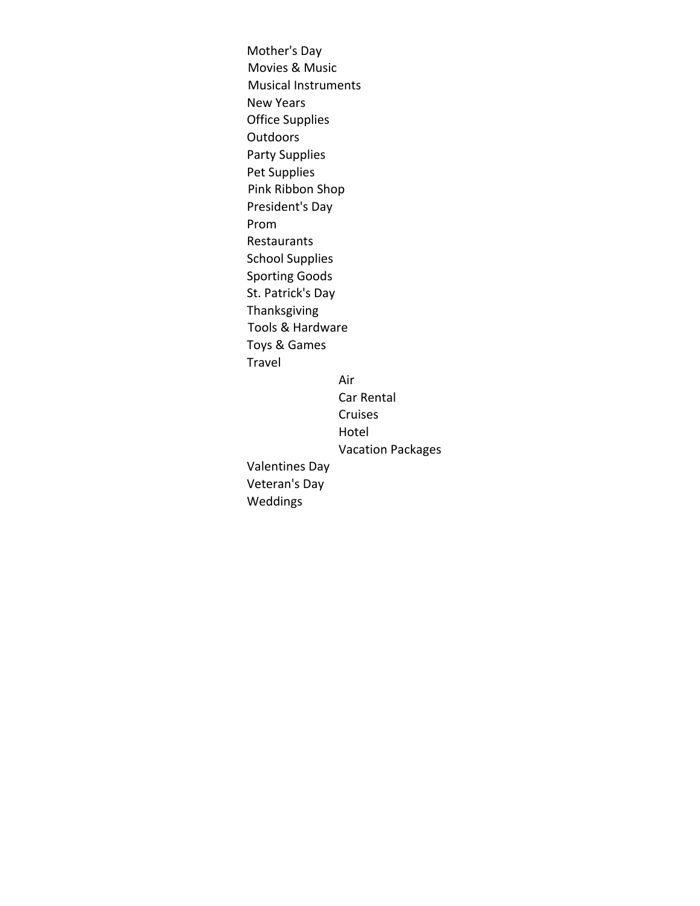- Mother's Day
- Movies & Music
- Musical Instruments
- New Years
- Office Supplies
- Outdoors
- Party Supplies
- Pet Supplies
- Pink Ribbon Shop
- President's Day
- Prom
- Restaurants
- School Supplies
- Sporting Goods
- St. Patrick's Day
- Thanksgiving
- Tools & Hardware
- Toys & Games
- Travel
  - Air
  - Car Rental
  - Cruises
  - Hotel
  - Vacation Packages
- Valentines Day
- Veteran's Day
- Weddings